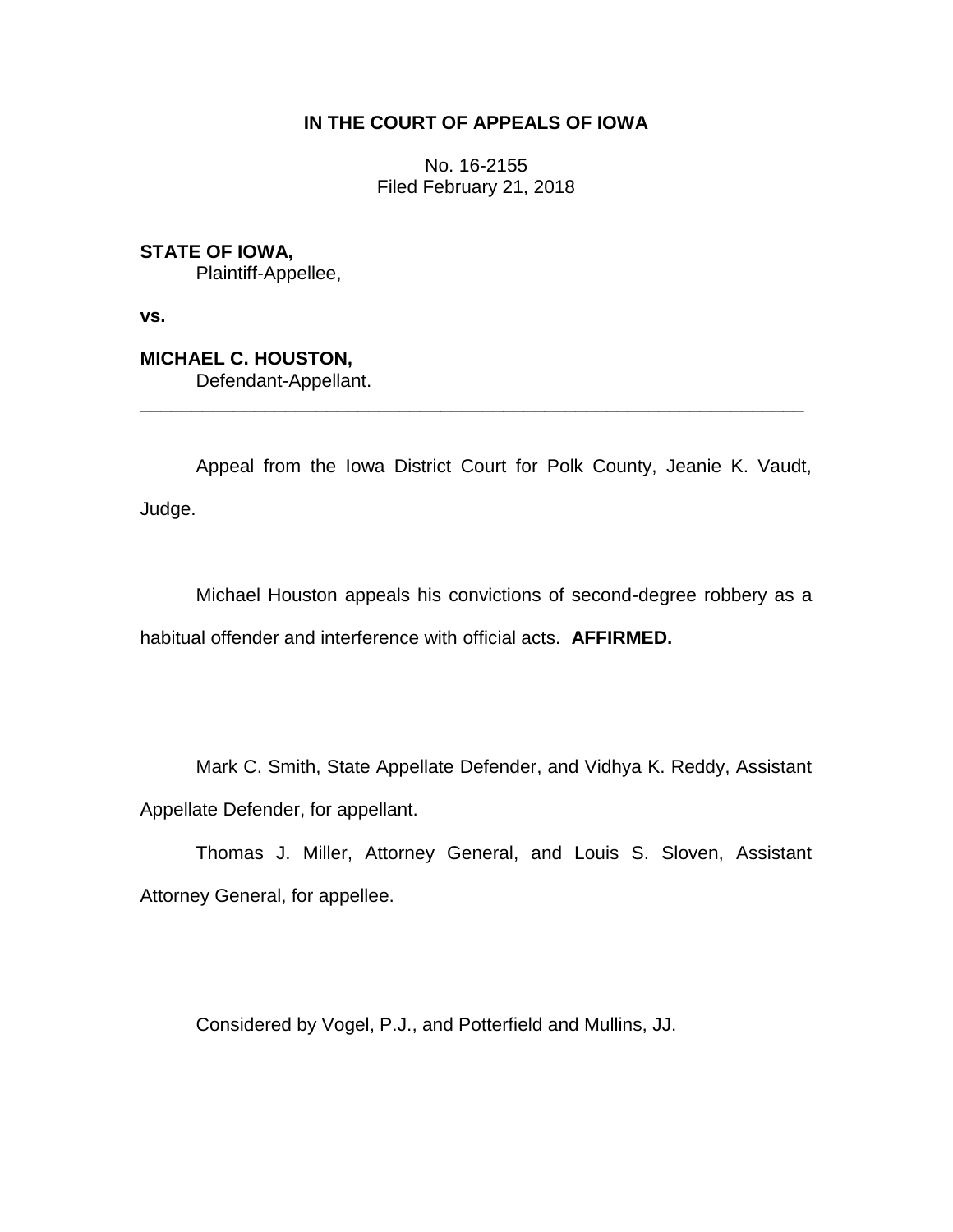**IN THE COURT OF APPEALS OF IOWA**

No. 16-2155
Filed February 21, 2018

**STATE OF IOWA,**
Plaintiff-Appellee,

**vs.**

**MICHAEL C. HOUSTON,**
Defendant-Appellant.

---

Appeal from the Iowa District Court for Polk County, Jeanie K. Vaudt, Judge.

Michael Houston appeals his convictions of second-degree robbery as a habitual offender and interference with official acts. **AFFIRMED.**

Mark C. Smith, State Appellate Defender, and Vidhya K. Reddy, Assistant Appellate Defender, for appellant.

Thomas J. Miller, Attorney General, and Louis S. Sloven, Assistant Attorney General, for appellee.

Considered by Vogel, P.J., and Potterfield and Mullins, JJ.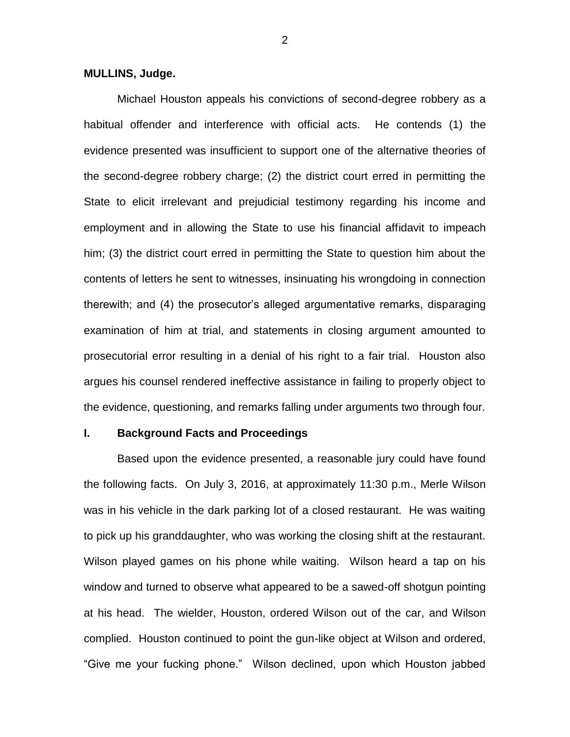**MULLINS, Judge.**

Michael Houston appeals his convictions of second-degree robbery as a habitual offender and interference with official acts. He contends (1) the evidence presented was insufficient to support one of the alternative theories of the second-degree robbery charge; (2) the district court erred in permitting the State to elicit irrelevant and prejudicial testimony regarding his income and employment and in allowing the State to use his financial affidavit to impeach him; (3) the district court erred in permitting the State to question him about the contents of letters he sent to witnesses, insinuating his wrongdoing in connection therewith; and (4) the prosecutor's alleged argumentative remarks, disparaging examination of him at trial, and statements in closing argument amounted to prosecutorial error resulting in a denial of his right to a fair trial. Houston also argues his counsel rendered ineffective assistance in failing to properly object to the evidence, questioning, and remarks falling under arguments two through four.

## I. Background Facts and Proceedings

Based upon the evidence presented, a reasonable jury could have found the following facts. On July 3, 2016, at approximately 11:30 p.m., Merle Wilson was in his vehicle in the dark parking lot of a closed restaurant. He was waiting to pick up his granddaughter, who was working the closing shift at the restaurant. Wilson played games on his phone while waiting. Wilson heard a tap on his window and turned to observe what appeared to be a sawed-off shotgun pointing at his head. The wielder, Houston, ordered Wilson out of the car, and Wilson complied. Houston continued to point the gun-like object at Wilson and ordered, "Give me your fucking phone." Wilson declined, upon which Houston jabbed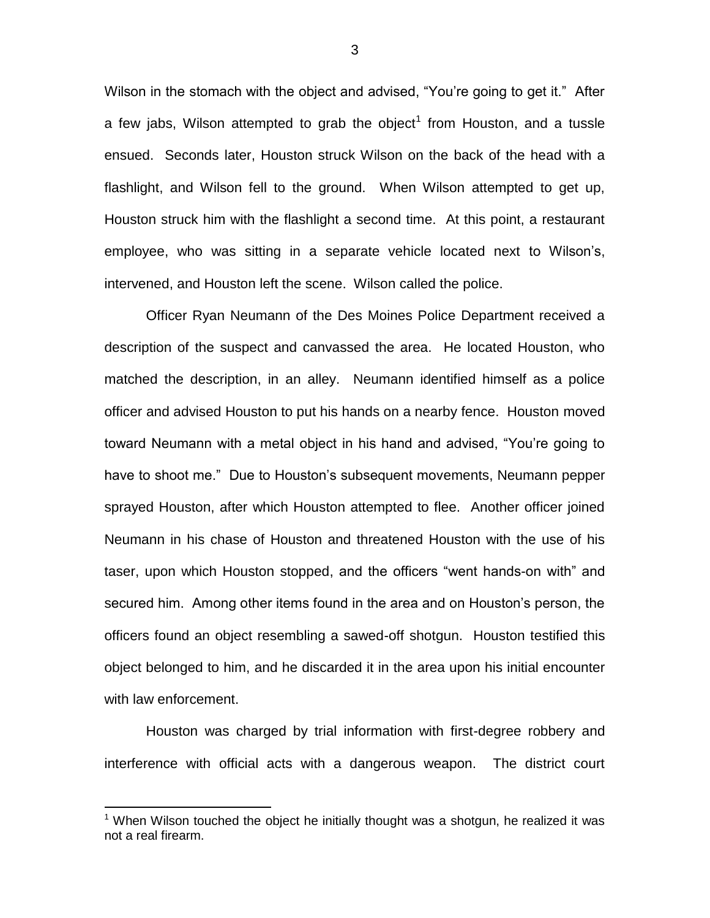Wilson in the stomach with the object and advised, “You’re going to get it.” After a few jabs, Wilson attempted to grab the object[1] from Houston, and a tussle ensued. Seconds later, Houston struck Wilson on the back of the head with a flashlight, and Wilson fell to the ground. When Wilson attempted to get up, Houston struck him with the flashlight a second time. At this point, a restaurant employee, who was sitting in a separate vehicle located next to Wilson’s, intervened, and Houston left the scene. Wilson called the police.

Officer Ryan Neumann of the Des Moines Police Department received a description of the suspect and canvassed the area. He located Houston, who matched the description, in an alley. Neumann identified himself as a police officer and advised Houston to put his hands on a nearby fence. Houston moved toward Neumann with a metal object in his hand and advised, “You’re going to have to shoot me.” Due to Houston’s subsequent movements, Neumann pepper sprayed Houston, after which Houston attempted to flee. Another officer joined Neumann in his chase of Houston and threatened Houston with the use of his taser, upon which Houston stopped, and the officers “went hands-on with” and secured him. Among other items found in the area and on Houston’s person, the officers found an object resembling a sawed-off shotgun. Houston testified this object belonged to him, and he discarded it in the area upon his initial encounter with law enforcement.

Houston was charged by trial information with first-degree robbery and interference with official acts with a dangerous weapon. The district court

[1] When Wilson touched the object he initially thought was a shotgun, he realized it was not a real firearm.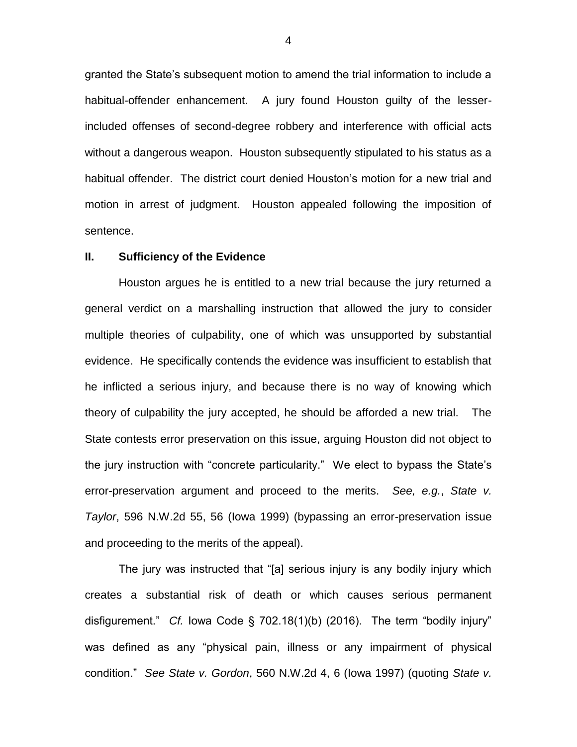granted the State's subsequent motion to amend the trial information to include a habitual-offender enhancement. A jury found Houston guilty of the lesser-included offenses of second-degree robbery and interference with official acts without a dangerous weapon. Houston subsequently stipulated to his status as a habitual offender. The district court denied Houston's motion for a new trial and motion in arrest of judgment. Houston appealed following the imposition of sentence.

## II. Sufficiency of the Evidence

Houston argues he is entitled to a new trial because the jury returned a general verdict on a marshalling instruction that allowed the jury to consider multiple theories of culpability, one of which was unsupported by substantial evidence. He specifically contends the evidence was insufficient to establish that he inflicted a serious injury, and because there is no way of knowing which theory of culpability the jury accepted, he should be afforded a new trial. The State contests error preservation on this issue, arguing Houston did not object to the jury instruction with "concrete particularity." We elect to bypass the State's error-preservation argument and proceed to the merits. *See, e.g.*, *State v. Taylor*, 596 N.W.2d 55, 56 (Iowa 1999) (bypassing an error-preservation issue and proceeding to the merits of the appeal).

The jury was instructed that "[a] serious injury is any bodily injury which creates a substantial risk of death or which causes serious permanent disfigurement." *Cf.* Iowa Code § 702.18(1)(b) (2016). The term "bodily injury" was defined as any "physical pain, illness or any impairment of physical condition." *See State v. Gordon*, 560 N.W.2d 4, 6 (Iowa 1997) (quoting *State v.*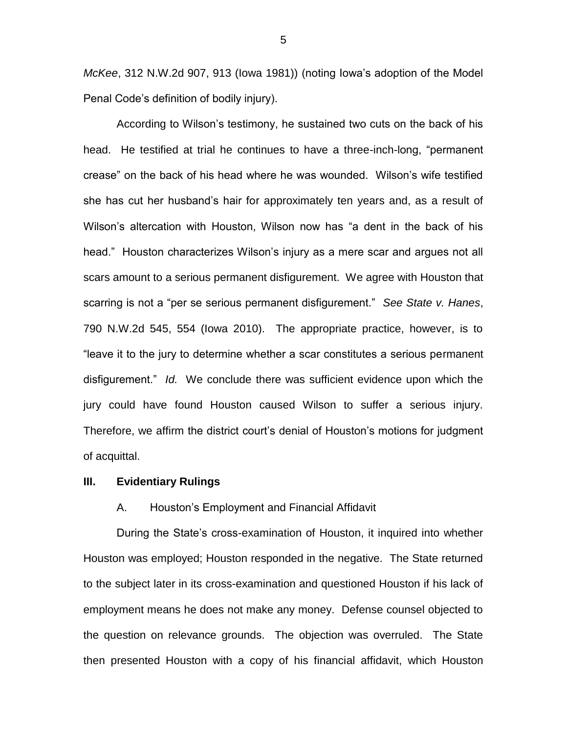*McKee*, 312 N.W.2d 907, 913 (Iowa 1981)) (noting Iowa's adoption of the Model Penal Code's definition of bodily injury).

According to Wilson's testimony, he sustained two cuts on the back of his head. He testified at trial he continues to have a three-inch-long, "permanent crease" on the back of his head where he was wounded. Wilson's wife testified she has cut her husband's hair for approximately ten years and, as a result of Wilson's altercation with Houston, Wilson now has "a dent in the back of his head." Houston characterizes Wilson's injury as a mere scar and argues not all scars amount to a serious permanent disfigurement. We agree with Houston that scarring is not a "per se serious permanent disfigurement." *See State v. Hanes*, 790 N.W.2d 545, 554 (Iowa 2010). The appropriate practice, however, is to "leave it to the jury to determine whether a scar constitutes a serious permanent disfigurement." *Id.* We conclude there was sufficient evidence upon which the jury could have found Houston caused Wilson to suffer a serious injury. Therefore, we affirm the district court's denial of Houston's motions for judgment of acquittal.

## III. Evidentiary Rulings

### A. Houston's Employment and Financial Affidavit

During the State's cross-examination of Houston, it inquired into whether Houston was employed; Houston responded in the negative. The State returned to the subject later in its cross-examination and questioned Houston if his lack of employment means he does not make any money. Defense counsel objected to the question on relevance grounds. The objection was overruled. The State then presented Houston with a copy of his financial affidavit, which Houston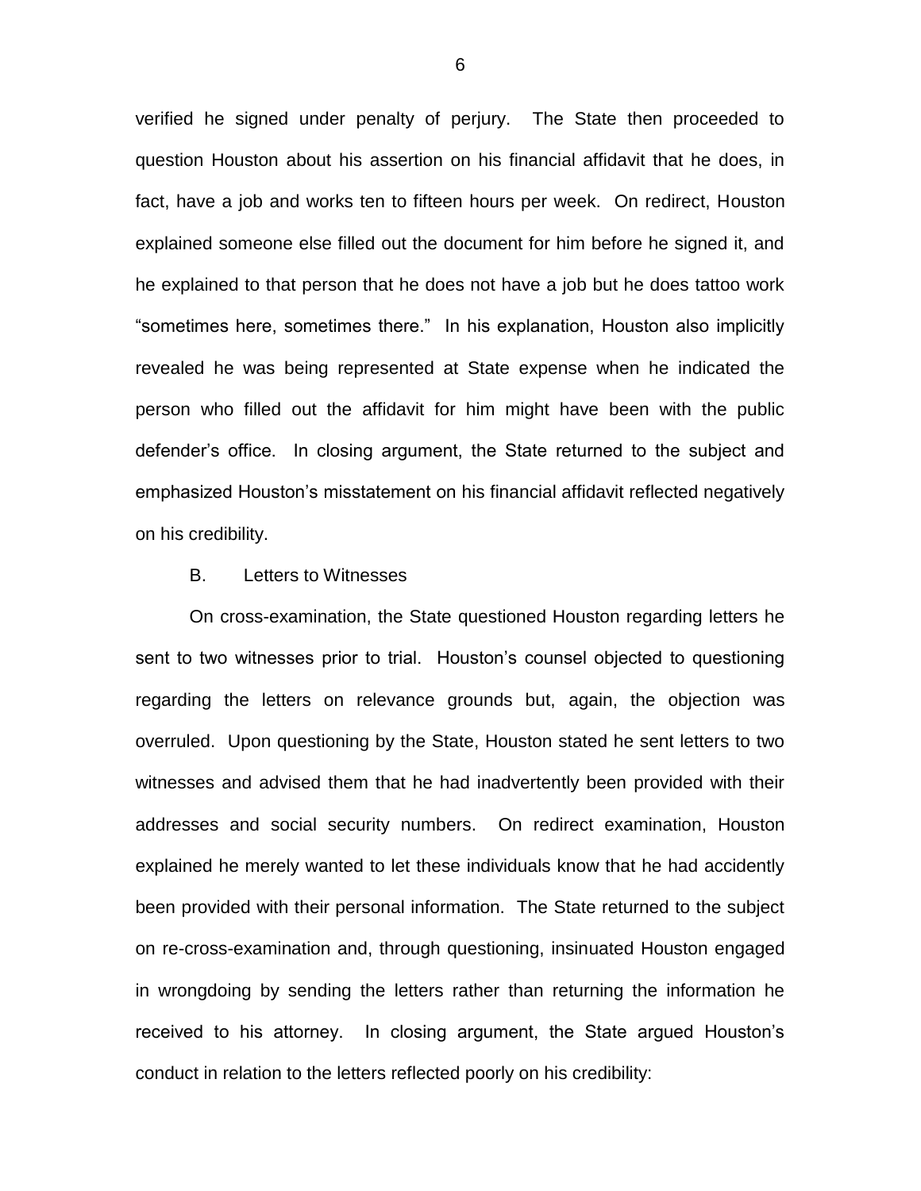verified he signed under penalty of perjury. The State then proceeded to question Houston about his assertion on his financial affidavit that he does, in fact, have a job and works ten to fifteen hours per week. On redirect, Houston explained someone else filled out the document for him before he signed it, and he explained to that person that he does not have a job but he does tattoo work "sometimes here, sometimes there." In his explanation, Houston also implicitly revealed he was being represented at State expense when he indicated the person who filled out the affidavit for him might have been with the public defender's office. In closing argument, the State returned to the subject and emphasized Houston's misstatement on his financial affidavit reflected negatively on his credibility.

### B. Letters to Witnesses

On cross-examination, the State questioned Houston regarding letters he sent to two witnesses prior to trial. Houston's counsel objected to questioning regarding the letters on relevance grounds but, again, the objection was overruled. Upon questioning by the State, Houston stated he sent letters to two witnesses and advised them that he had inadvertently been provided with their addresses and social security numbers. On redirect examination, Houston explained he merely wanted to let these individuals know that he had accidently been provided with their personal information. The State returned to the subject on re-cross-examination and, through questioning, insinuated Houston engaged in wrongdoing by sending the letters rather than returning the information he received to his attorney. In closing argument, the State argued Houston's conduct in relation to the letters reflected poorly on his credibility: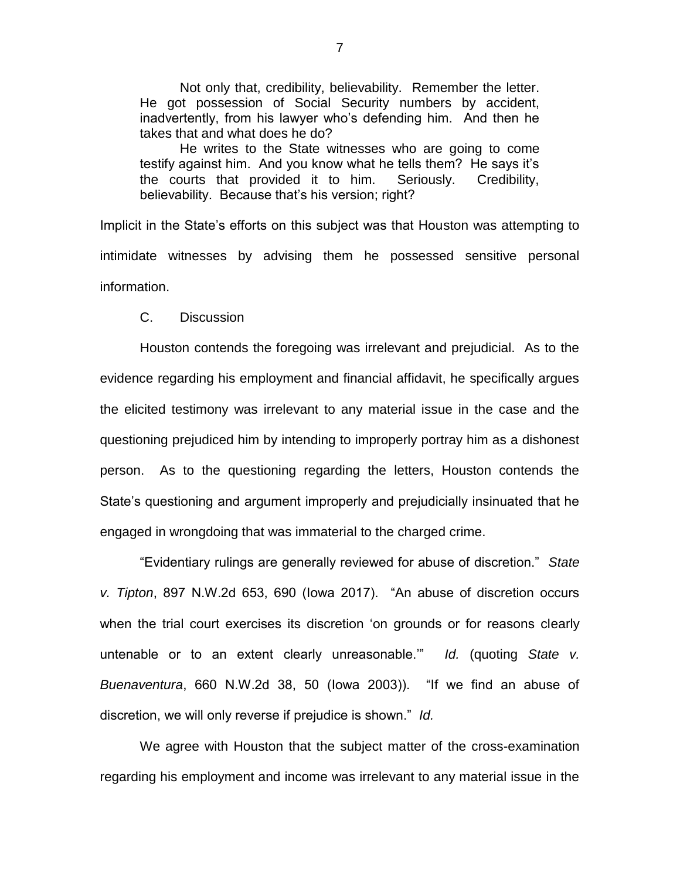> Not only that, credibility, believability. Remember the letter. He got possession of Social Security numbers by accident, inadvertently, from his lawyer who's defending him. And then he takes that and what does he do?
>
> He writes to the State witnesses who are going to come testify against him. And you know what he tells them? He says it's the courts that provided it to him. Seriously. Credibility, believability. Because that's his version; right?

Implicit in the State's efforts on this subject was that Houston was attempting to intimidate witnesses by advising them he possessed sensitive personal information.

C. Discussion

Houston contends the foregoing was irrelevant and prejudicial. As to the evidence regarding his employment and financial affidavit, he specifically argues the elicited testimony was irrelevant to any material issue in the case and the questioning prejudiced him by intending to improperly portray him as a dishonest person. As to the questioning regarding the letters, Houston contends the State's questioning and argument improperly and prejudicially insinuated that he engaged in wrongdoing that was immaterial to the charged crime.

"Evidentiary rulings are generally reviewed for abuse of discretion." *State v. Tipton*, 897 N.W.2d 653, 690 (Iowa 2017). "An abuse of discretion occurs when the trial court exercises its discretion 'on grounds or for reasons clearly untenable or to an extent clearly unreasonable.'" *Id.* (quoting *State v. Buenaventura*, 660 N.W.2d 38, 50 (Iowa 2003)). "If we find an abuse of discretion, we will only reverse if prejudice is shown." *Id.*

We agree with Houston that the subject matter of the cross-examination regarding his employment and income was irrelevant to any material issue in the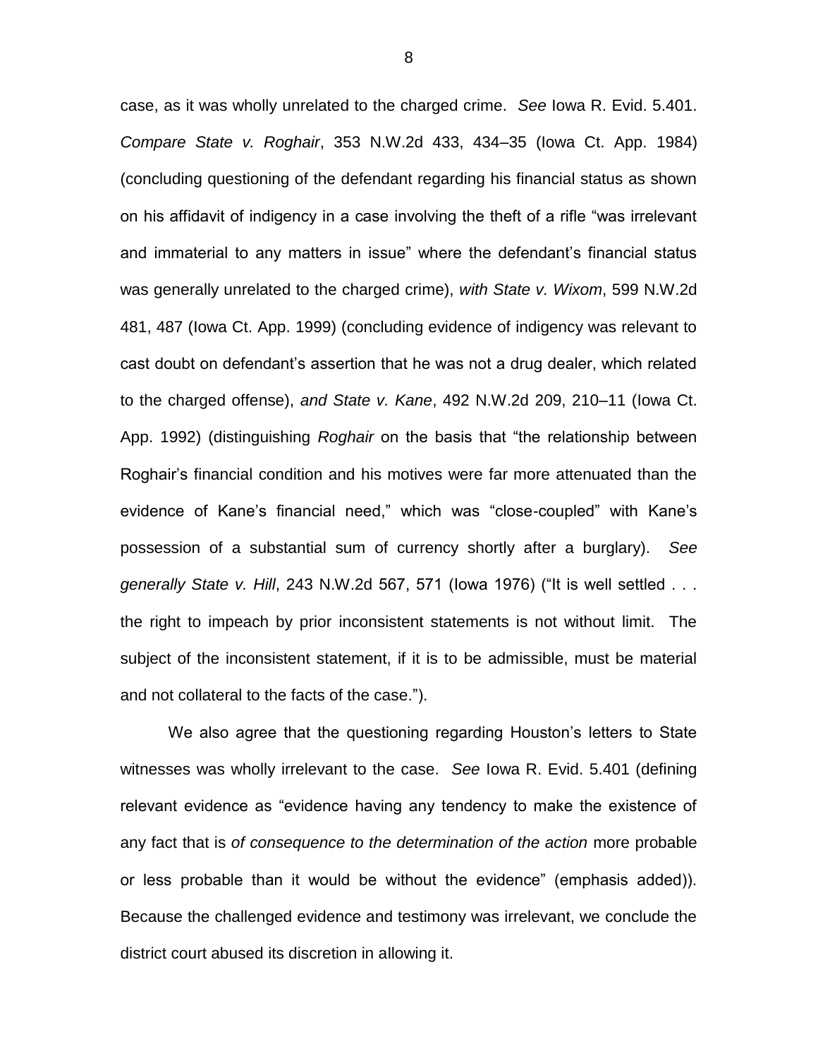case, as it was wholly unrelated to the charged crime. *See* Iowa R. Evid. 5.401. *Compare State v. Roghair*, 353 N.W.2d 433, 434–35 (Iowa Ct. App. 1984) (concluding questioning of the defendant regarding his financial status as shown on his affidavit of indigency in a case involving the theft of a rifle "was irrelevant and immaterial to any matters in issue" where the defendant's financial status was generally unrelated to the charged crime), *with State v. Wixom*, 599 N.W.2d 481, 487 (Iowa Ct. App. 1999) (concluding evidence of indigency was relevant to cast doubt on defendant's assertion that he was not a drug dealer, which related to the charged offense), *and State v. Kane*, 492 N.W.2d 209, 210–11 (Iowa Ct. App. 1992) (distinguishing *Roghair* on the basis that "the relationship between Roghair's financial condition and his motives were far more attenuated than the evidence of Kane's financial need," which was "close-coupled" with Kane's possession of a substantial sum of currency shortly after a burglary). *See generally State v. Hill*, 243 N.W.2d 567, 571 (Iowa 1976) ("It is well settled . . . the right to impeach by prior inconsistent statements is not without limit. The subject of the inconsistent statement, if it is to be admissible, must be material and not collateral to the facts of the case.").

We also agree that the questioning regarding Houston's letters to State witnesses was wholly irrelevant to the case. *See* Iowa R. Evid. 5.401 (defining relevant evidence as "evidence having any tendency to make the existence of any fact that is *of consequence to the determination of the action* more probable or less probable than it would be without the evidence" (emphasis added)). Because the challenged evidence and testimony was irrelevant, we conclude the district court abused its discretion in allowing it.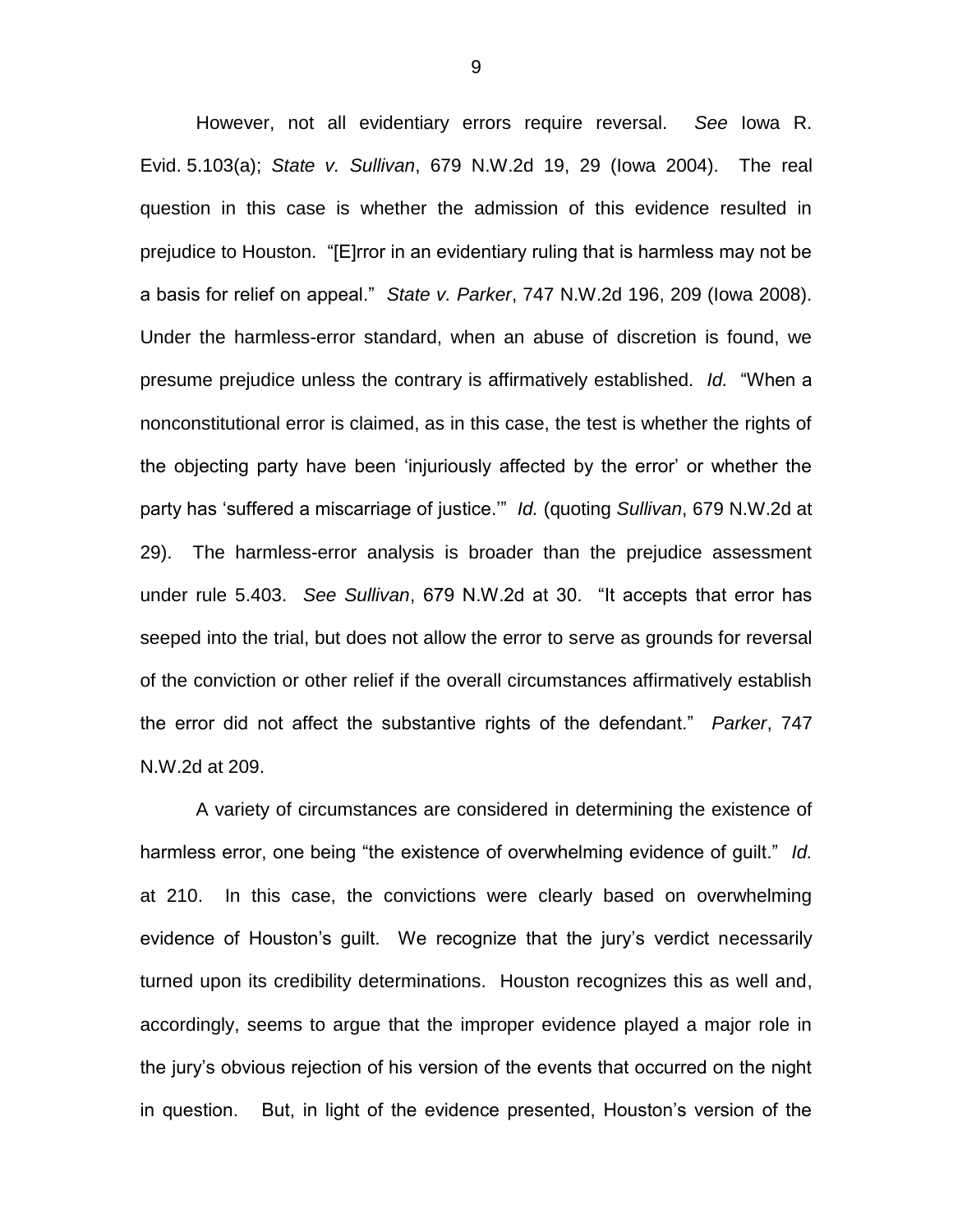However, not all evidentiary errors require reversal. *See* Iowa R. Evid. 5.103(a); *State v. Sullivan*, 679 N.W.2d 19, 29 (Iowa 2004). The real question in this case is whether the admission of this evidence resulted in prejudice to Houston. "[E]rror in an evidentiary ruling that is harmless may not be a basis for relief on appeal." *State v. Parker*, 747 N.W.2d 196, 209 (Iowa 2008). Under the harmless-error standard, when an abuse of discretion is found, we presume prejudice unless the contrary is affirmatively established. *Id.* "When a nonconstitutional error is claimed, as in this case, the test is whether the rights of the objecting party have been 'injuriously affected by the error' or whether the party has 'suffered a miscarriage of justice.'" *Id.* (quoting *Sullivan*, 679 N.W.2d at 29). The harmless-error analysis is broader than the prejudice assessment under rule 5.403. *See Sullivan*, 679 N.W.2d at 30. "It accepts that error has seeped into the trial, but does not allow the error to serve as grounds for reversal of the conviction or other relief if the overall circumstances affirmatively establish the error did not affect the substantive rights of the defendant." *Parker*, 747 N.W.2d at 209.

A variety of circumstances are considered in determining the existence of harmless error, one being "the existence of overwhelming evidence of guilt." *Id.* at 210. In this case, the convictions were clearly based on overwhelming evidence of Houston's guilt. We recognize that the jury's verdict necessarily turned upon its credibility determinations. Houston recognizes this as well and, accordingly, seems to argue that the improper evidence played a major role in the jury's obvious rejection of his version of the events that occurred on the night in question. But, in light of the evidence presented, Houston's version of the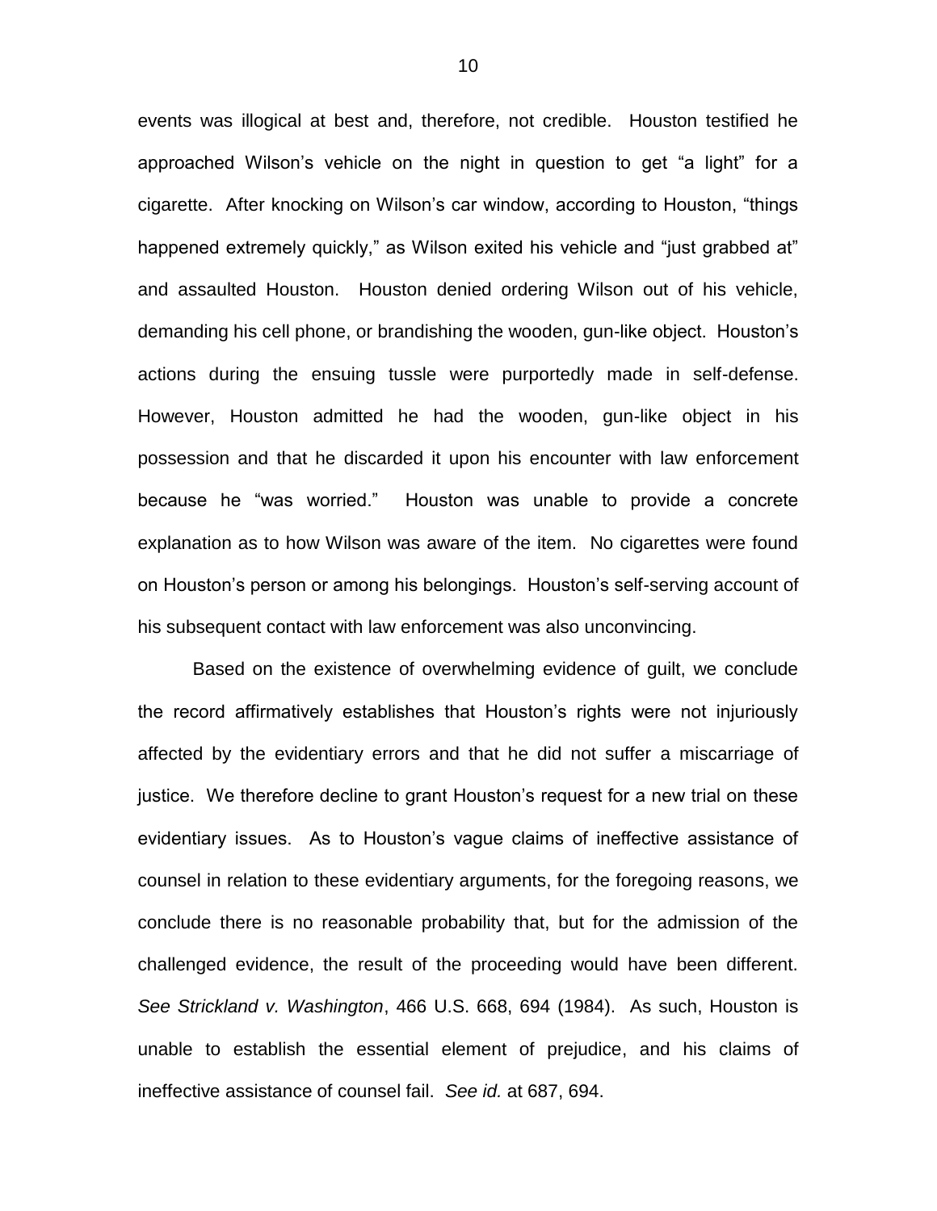events was illogical at best and, therefore, not credible. Houston testified he approached Wilson's vehicle on the night in question to get "a light" for a cigarette. After knocking on Wilson's car window, according to Houston, "things happened extremely quickly," as Wilson exited his vehicle and "just grabbed at" and assaulted Houston. Houston denied ordering Wilson out of his vehicle, demanding his cell phone, or brandishing the wooden, gun-like object. Houston's actions during the ensuing tussle were purportedly made in self-defense. However, Houston admitted he had the wooden, gun-like object in his possession and that he discarded it upon his encounter with law enforcement because he "was worried." Houston was unable to provide a concrete explanation as to how Wilson was aware of the item. No cigarettes were found on Houston's person or among his belongings. Houston's self-serving account of his subsequent contact with law enforcement was also unconvincing.

Based on the existence of overwhelming evidence of guilt, we conclude the record affirmatively establishes that Houston's rights were not injuriously affected by the evidentiary errors and that he did not suffer a miscarriage of justice. We therefore decline to grant Houston's request for a new trial on these evidentiary issues. As to Houston's vague claims of ineffective assistance of counsel in relation to these evidentiary arguments, for the foregoing reasons, we conclude there is no reasonable probability that, but for the admission of the challenged evidence, the result of the proceeding would have been different. *See Strickland v. Washington*, 466 U.S. 668, 694 (1984). As such, Houston is unable to establish the essential element of prejudice, and his claims of ineffective assistance of counsel fail. *See id.* at 687, 694.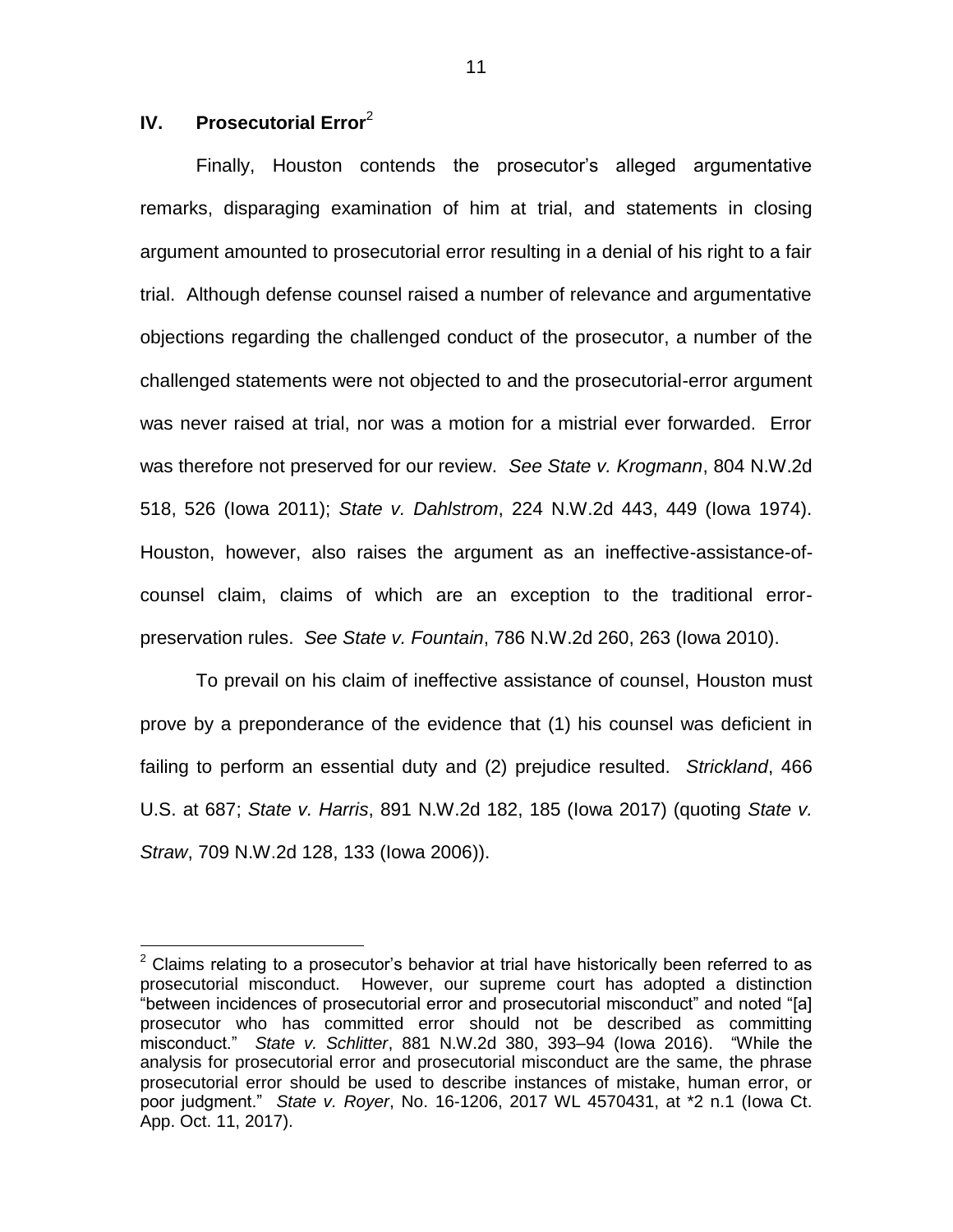## IV. Prosecutorial Error[2]

Finally, Houston contends the prosecutor's alleged argumentative remarks, disparaging examination of him at trial, and statements in closing argument amounted to prosecutorial error resulting in a denial of his right to a fair trial. Although defense counsel raised a number of relevance and argumentative objections regarding the challenged conduct of the prosecutor, a number of the challenged statements were not objected to and the prosecutorial-error argument was never raised at trial, nor was a motion for a mistrial ever forwarded. Error was therefore not preserved for our review. *See State v. Krogmann*, 804 N.W.2d 518, 526 (Iowa 2011); *State v. Dahlstrom*, 224 N.W.2d 443, 449 (Iowa 1974). Houston, however, also raises the argument as an ineffective-assistance-of-counsel claim, claims of which are an exception to the traditional error-preservation rules. *See State v. Fountain*, 786 N.W.2d 260, 263 (Iowa 2010).

To prevail on his claim of ineffective assistance of counsel, Houston must prove by a preponderance of the evidence that (1) his counsel was deficient in failing to perform an essential duty and (2) prejudice resulted. *Strickland*, 466 U.S. at 687; *State v. Harris*, 891 N.W.2d 182, 185 (Iowa 2017) (quoting *State v. Straw*, 709 N.W.2d 128, 133 (Iowa 2006)).

---

[2] Claims relating to a prosecutor's behavior at trial have historically been referred to as prosecutorial misconduct. However, our supreme court has adopted a distinction "between incidences of prosecutorial error and prosecutorial misconduct" and noted "[a] prosecutor who has committed error should not be described as committing misconduct." *State v. Schlitter*, 881 N.W.2d 380, 393–94 (Iowa 2016). "While the analysis for prosecutorial error and prosecutorial misconduct are the same, the phrase prosecutorial error should be used to describe instances of mistake, human error, or poor judgment." *State v. Royer*, No. 16-1206, 2017 WL 4570431, at *2 n.1 (Iowa Ct. App. Oct. 11, 2017).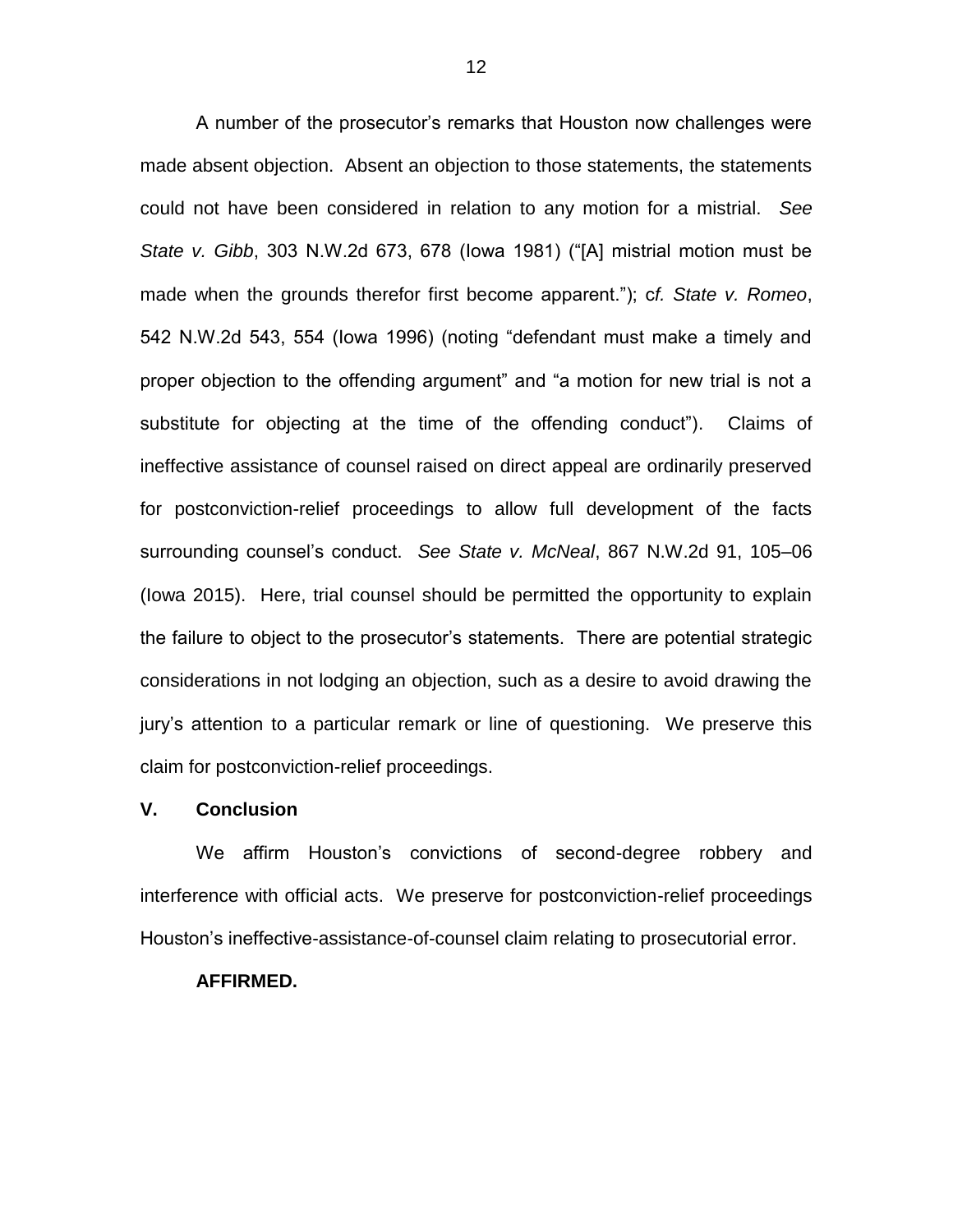A number of the prosecutor's remarks that Houston now challenges were made absent objection. Absent an objection to those statements, the statements could not have been considered in relation to any motion for a mistrial. *See State v. Gibb*, 303 N.W.2d 673, 678 (Iowa 1981) ("[A] mistrial motion must be made when the grounds therefor first become apparent."); c*f. State v. Romeo*, 542 N.W.2d 543, 554 (Iowa 1996) (noting "defendant must make a timely and proper objection to the offending argument" and "a motion for new trial is not a substitute for objecting at the time of the offending conduct"). Claims of ineffective assistance of counsel raised on direct appeal are ordinarily preserved for postconviction-relief proceedings to allow full development of the facts surrounding counsel's conduct. *See State v. McNeal*, 867 N.W.2d 91, 105–06 (Iowa 2015). Here, trial counsel should be permitted the opportunity to explain the failure to object to the prosecutor's statements. There are potential strategic considerations in not lodging an objection, such as a desire to avoid drawing the jury's attention to a particular remark or line of questioning. We preserve this claim for postconviction-relief proceedings.

## V. Conclusion

We affirm Houston's convictions of second-degree robbery and interference with official acts. We preserve for postconviction-relief proceedings Houston's ineffective-assistance-of-counsel claim relating to prosecutorial error.

**AFFIRMED.**